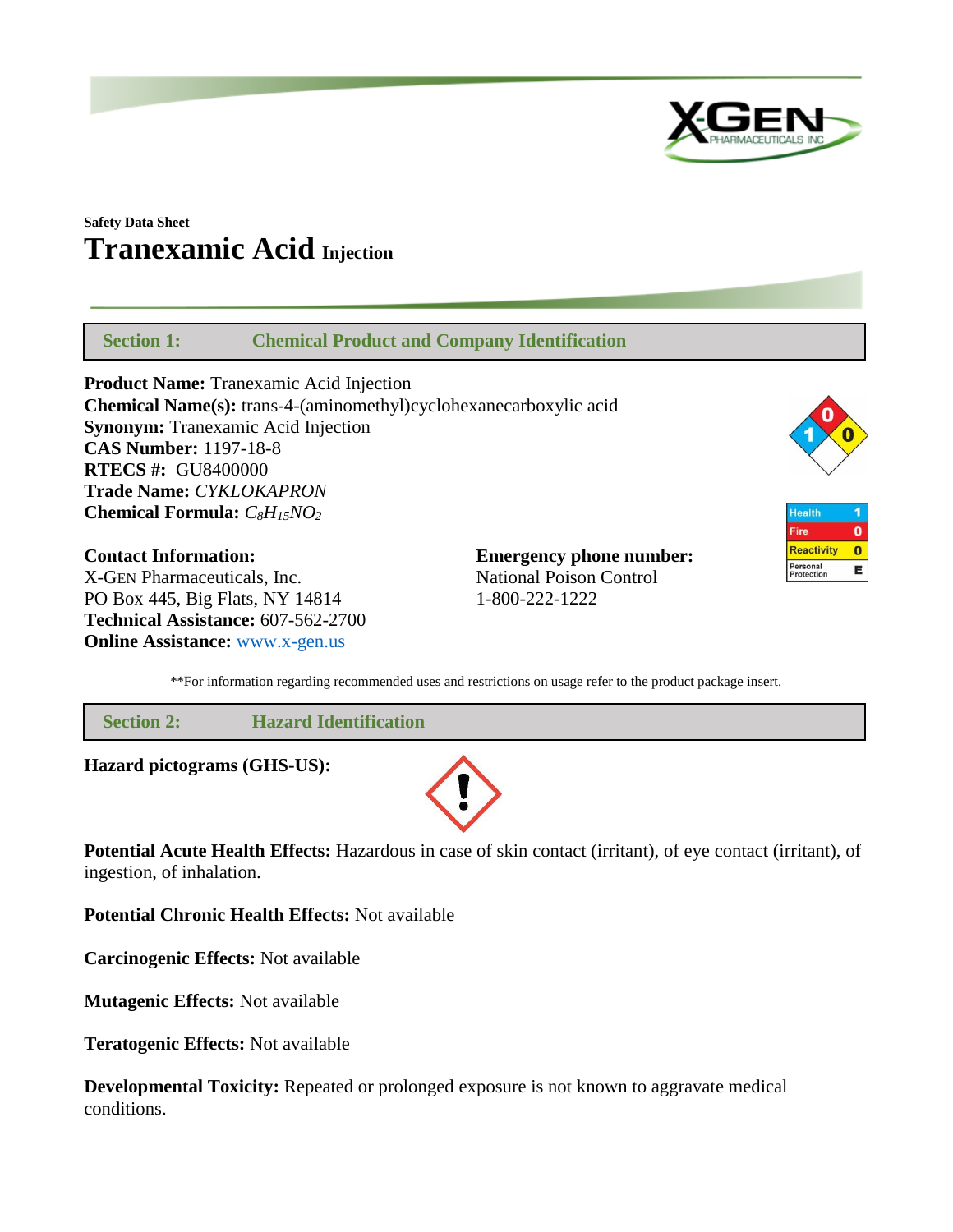Safety Data Sheet

# Tranexamic Acid Injection

## Section 1: Chemical Product and Company Identification

**Product Name:** Tranexamic Acid Injection
**Chemical Name(s):** trans-4-(aminomethyl)cyclohexanecarboxylic acid
**Synonym:** Tranexamic Acid Injection
**CAS Number:** 1197-18-8
**RTECS #:** GU8400000
**Trade Name:** *CYKLOKAPRON*
**Chemical Formula:** $C_8H_{15}NO_2$

| Health | 1 |
|---|---|
| Fire | 0 |
| Reactivity | 0 |
| Personal Protection | E |

**Contact Information:**
X-GEN Pharmaceuticals, Inc.
PO Box 445, Big Flats, NY 14814
**Technical Assistance:** 607-562-2700
**Online Assistance:** www.x-gen.us

**Emergency phone number:**
National Poison Control
1-800-222-1222

**For information regarding recommended uses and restrictions on usage refer to the product package insert.

## Section 2: Hazard Identification

**Hazard pictograms (GHS-US):**

**Potential Acute Health Effects:** Hazardous in case of skin contact (irritant), of eye contact (irritant), of ingestion, of inhalation.

**Potential Chronic Health Effects:** Not available

**Carcinogenic Effects:** Not available

**Mutagenic Effects:** Not available

**Teratogenic Effects:** Not available

**Developmental Toxicity:** Repeated or prolonged exposure is not known to aggravate medical conditions.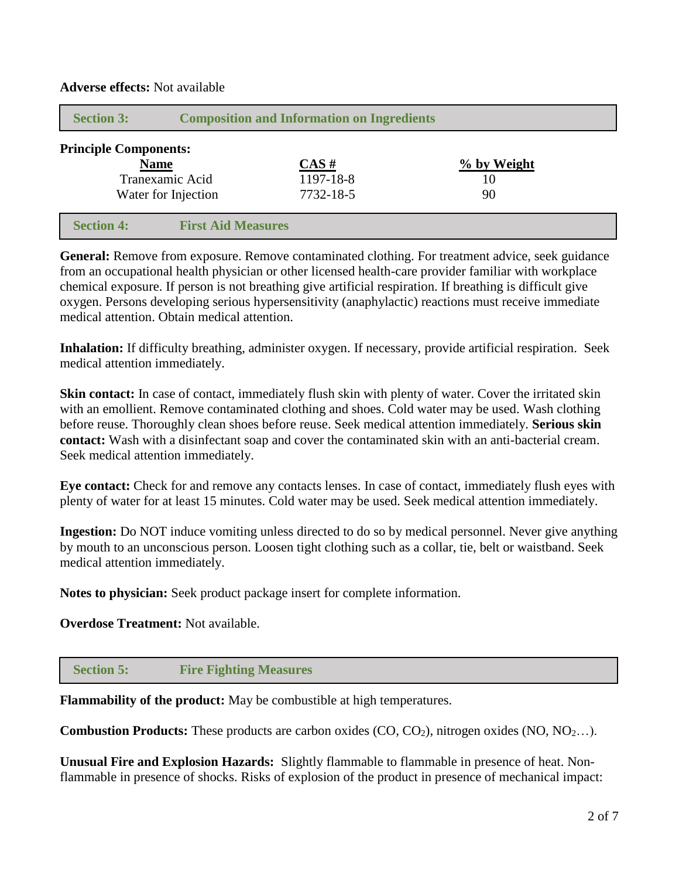**Adverse effects:** Not available

## Section 3: Composition and Information on Ingredients

**Principle Components:**

| Name | CAS # | % by Weight |
|---|---|---|
| Tranexamic Acid | 1197-18-8 | 10 |
| Water for Injection | 7732-18-5 | 90 |

## Section 4: First Aid Measures

**General:** Remove from exposure. Remove contaminated clothing. For treatment advice, seek guidance from an occupational health physician or other licensed health-care provider familiar with workplace chemical exposure. If person is not breathing give artificial respiration. If breathing is difficult give oxygen. Persons developing serious hypersensitivity (anaphylactic) reactions must receive immediate medical attention. Obtain medical attention.

**Inhalation:** If difficulty breathing, administer oxygen. If necessary, provide artificial respiration. Seek medical attention immediately.

**Skin contact:** In case of contact, immediately flush skin with plenty of water. Cover the irritated skin with an emollient. Remove contaminated clothing and shoes. Cold water may be used. Wash clothing before reuse. Thoroughly clean shoes before reuse. Seek medical attention immediately. **Serious skin contact:** Wash with a disinfectant soap and cover the contaminated skin with an anti-bacterial cream. Seek medical attention immediately.

**Eye contact:** Check for and remove any contacts lenses. In case of contact, immediately flush eyes with plenty of water for at least 15 minutes. Cold water may be used. Seek medical attention immediately.

**Ingestion:** Do NOT induce vomiting unless directed to do so by medical personnel. Never give anything by mouth to an unconscious person. Loosen tight clothing such as a collar, tie, belt or waistband. Seek medical attention immediately.

**Notes to physician:** Seek product package insert for complete information.

**Overdose Treatment:** Not available.

## Section 5: Fire Fighting Measures

**Flammability of the product:** May be combustible at high temperatures.

**Combustion Products:** These products are carbon oxides ($CO$, $CO_2$), nitrogen oxides ($NO$, $NO_2$…).

**Unusual Fire and Explosion Hazards:** Slightly flammable to flammable in presence of heat. Non-flammable in presence of shocks. Risks of explosion of the product in presence of mechanical impact: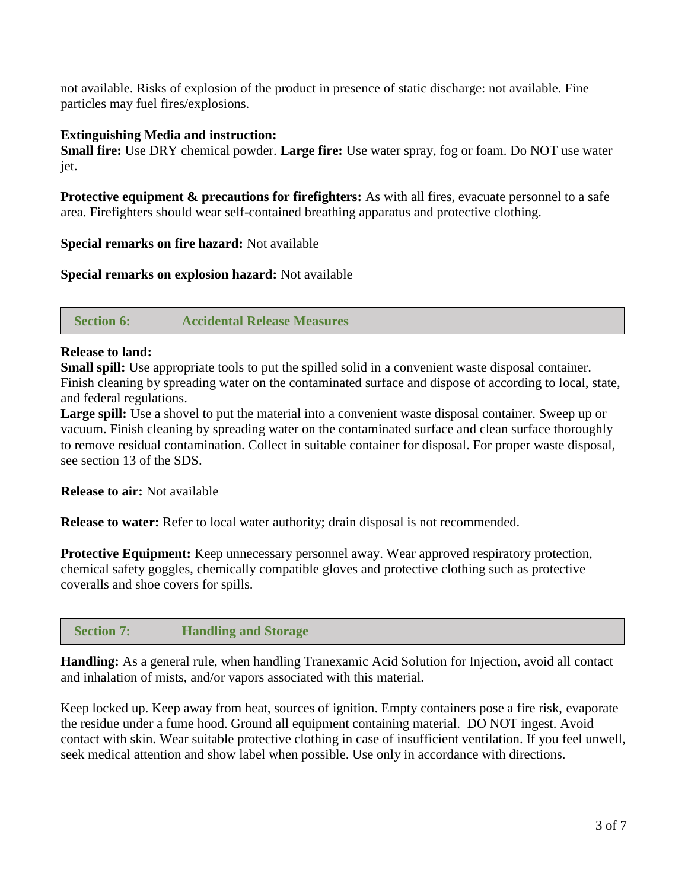not available. Risks of explosion of the product in presence of static discharge: not available. Fine particles may fuel fires/explosions.

**Extinguishing Media and instruction:**
**Small fire:** Use DRY chemical powder. **Large fire:** Use water spray, fog or foam. Do NOT use water jet.

**Protective equipment & precautions for firefighters:** As with all fires, evacuate personnel to a safe area. Firefighters should wear self-contained breathing apparatus and protective clothing.

**Special remarks on fire hazard:** Not available

**Special remarks on explosion hazard:** Not available

## Section 6: Accidental Release Measures

**Release to land:**
**Small spill:** Use appropriate tools to put the spilled solid in a convenient waste disposal container. Finish cleaning by spreading water on the contaminated surface and dispose of according to local, state, and federal regulations.
**Large spill:** Use a shovel to put the material into a convenient waste disposal container. Sweep up or vacuum. Finish cleaning by spreading water on the contaminated surface and clean surface thoroughly to remove residual contamination. Collect in suitable container for disposal. For proper waste disposal, see section 13 of the SDS.

**Release to air:** Not available

**Release to water:** Refer to local water authority; drain disposal is not recommended.

**Protective Equipment:** Keep unnecessary personnel away. Wear approved respiratory protection, chemical safety goggles, chemically compatible gloves and protective clothing such as protective coveralls and shoe covers for spills.

## Section 7: Handling and Storage

**Handling:** As a general rule, when handling Tranexamic Acid Solution for Injection, avoid all contact and inhalation of mists, and/or vapors associated with this material.

Keep locked up. Keep away from heat, sources of ignition. Empty containers pose a fire risk, evaporate the residue under a fume hood. Ground all equipment containing material. DO NOT ingest. Avoid contact with skin. Wear suitable protective clothing in case of insufficient ventilation. If you feel unwell, seek medical attention and show label when possible. Use only in accordance with directions.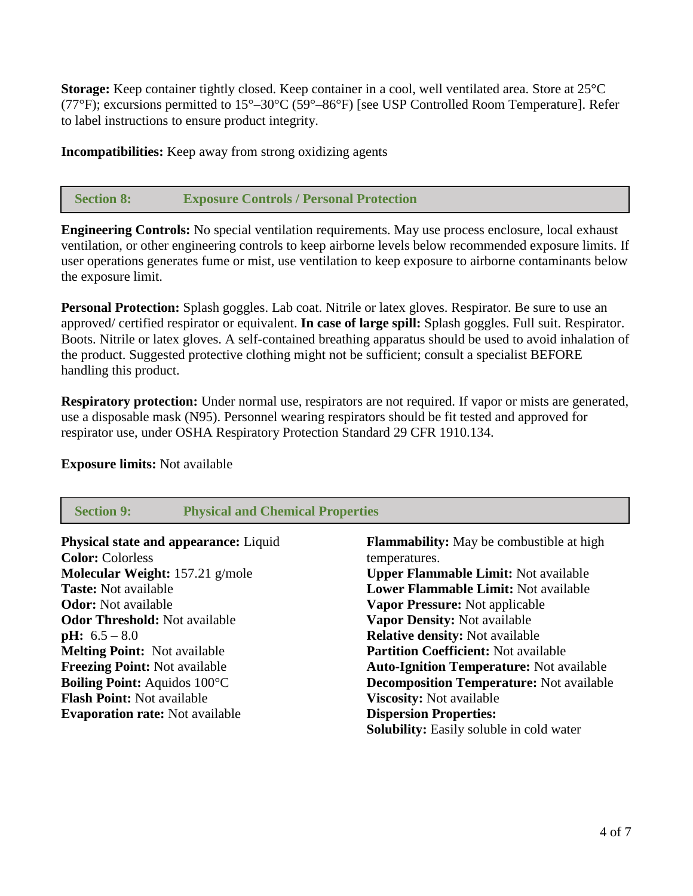**Storage:** Keep container tightly closed. Keep container in a cool, well ventilated area. Store at 25°C (77°F); excursions permitted to 15°–30°C (59°–86°F) [see USP Controlled Room Temperature]. Refer to label instructions to ensure product integrity.

**Incompatibilities:** Keep away from strong oxidizing agents

## Section 8: Exposure Controls / Personal Protection

**Engineering Controls:** No special ventilation requirements. May use process enclosure, local exhaust ventilation, or other engineering controls to keep airborne levels below recommended exposure limits. If user operations generates fume or mist, use ventilation to keep exposure to airborne contaminants below the exposure limit.

**Personal Protection:** Splash goggles. Lab coat. Nitrile or latex gloves. Respirator. Be sure to use an approved/ certified respirator or equivalent. **In case of large spill:** Splash goggles. Full suit. Respirator. Boots. Nitrile or latex gloves. A self-contained breathing apparatus should be used to avoid inhalation of the product. Suggested protective clothing might not be sufficient; consult a specialist BEFORE handling this product.

**Respiratory protection:** Under normal use, respirators are not required. If vapor or mists are generated, use a disposable mask (N95). Personnel wearing respirators should be fit tested and approved for respirator use, under OSHA Respiratory Protection Standard 29 CFR 1910.134.

**Exposure limits:** Not available

## Section 9: Physical and Chemical Properties

**Physical state and appearance:** Liquid
**Color:** Colorless
**Molecular Weight:** 157.21 g/mole
**Taste:** Not available
**Odor:** Not available
**Odor Threshold:** Not available
**pH:** 6.5 – 8.0
**Melting Point:** Not available
**Freezing Point:** Not available
**Boiling Point:** Aquidos 100°C
**Flash Point:** Not available
**Evaporation rate:** Not available
**Flammability:** May be combustible at high temperatures.
**Upper Flammable Limit:** Not available
**Lower Flammable Limit:** Not available
**Vapor Pressure:** Not applicable
**Vapor Density:** Not available
**Relative density:** Not available
**Partition Coefficient:** Not available
**Auto-Ignition Temperature:** Not available
**Decomposition Temperature:** Not available
**Viscosity:** Not available
**Dispersion Properties:**
**Solubility:** Easily soluble in cold water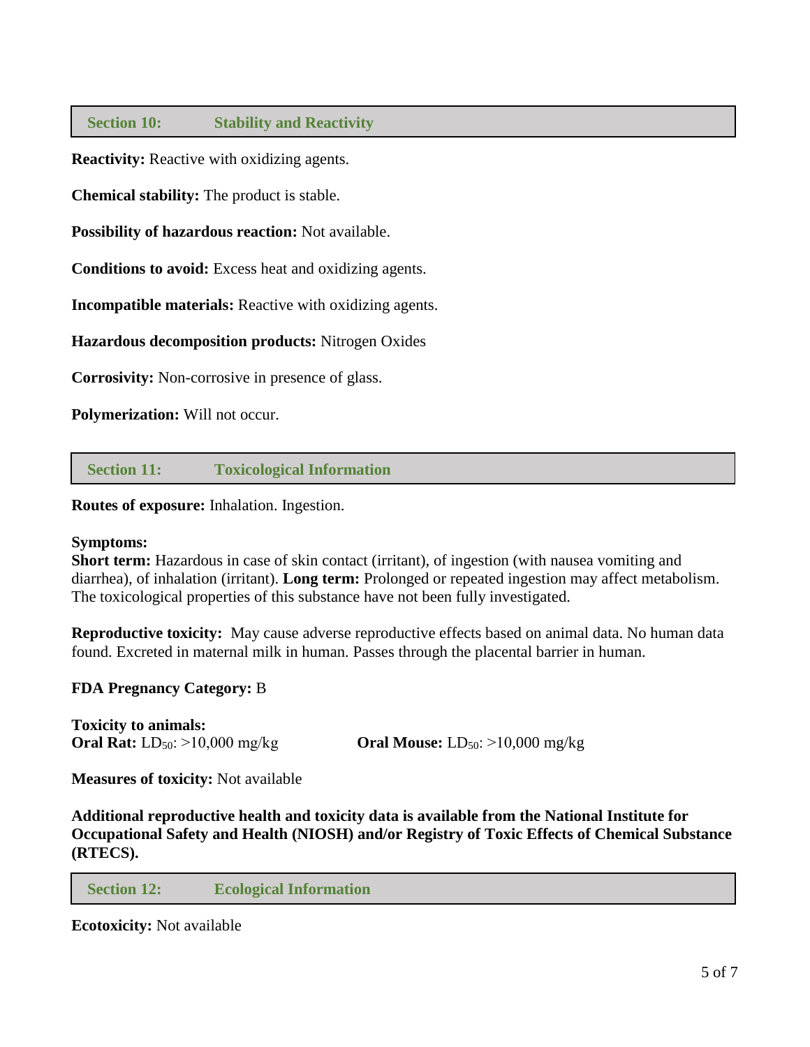## Section 10: Stability and Reactivity

**Reactivity:** Reactive with oxidizing agents.

**Chemical stability:** The product is stable.

**Possibility of hazardous reaction:** Not available.

**Conditions to avoid:** Excess heat and oxidizing agents.

**Incompatible materials:** Reactive with oxidizing agents.

**Hazardous decomposition products:** Nitrogen Oxides

**Corrosivity:** Non-corrosive in presence of glass.

**Polymerization:** Will not occur.

## Section 11: Toxicological Information

**Routes of exposure:** Inhalation. Ingestion.

**Symptoms:**
**Short term:** Hazardous in case of skin contact (irritant), of ingestion (with nausea vomiting and diarrhea), of inhalation (irritant). **Long term:** Prolonged or repeated ingestion may affect metabolism. The toxicological properties of this substance have not been fully investigated.

**Reproductive toxicity:** May cause adverse reproductive effects based on animal data. No human data found. Excreted in maternal milk in human. Passes through the placental barrier in human.

**FDA Pregnancy Category:** B

**Toxicity to animals:**
**Oral Rat:** $LD_{50}$: >10,000 mg/kg **Oral Mouse:** $LD_{50}$: >10,000 mg/kg

**Measures of toxicity:** Not available

**Additional reproductive health and toxicity data is available from the National Institute for Occupational Safety and Health (NIOSH) and/or Registry of Toxic Effects of Chemical Substance (RTECS).**

## Section 12: Ecological Information

**Ecotoxicity:** Not available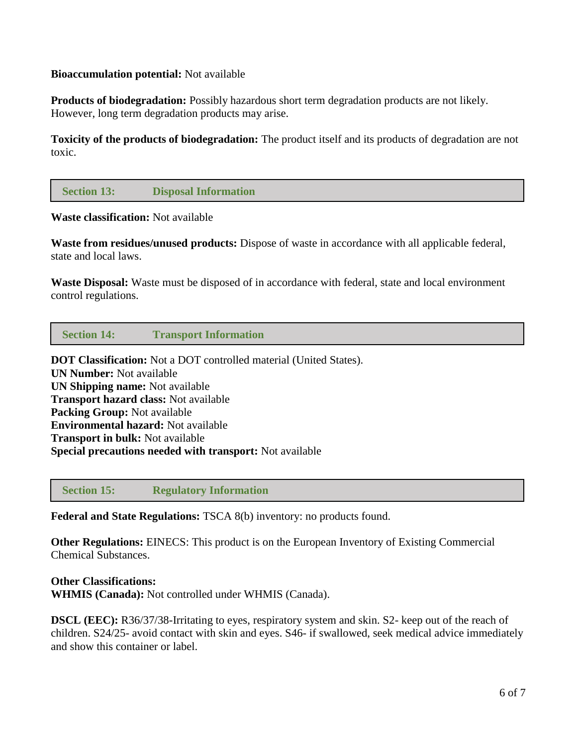**Bioaccumulation potential:** Not available

**Products of biodegradation:** Possibly hazardous short term degradation products are not likely. However, long term degradation products may arise.

**Toxicity of the products of biodegradation:** The product itself and its products of degradation are not toxic.

## Section 13: Disposal Information

**Waste classification:** Not available

**Waste from residues/unused products:** Dispose of waste in accordance with all applicable federal, state and local laws.

**Waste Disposal:** Waste must be disposed of in accordance with federal, state and local environment control regulations.

## Section 14: Transport Information

**DOT Classification:** Not a DOT controlled material (United States).
**UN Number:** Not available
**UN Shipping name:** Not available
**Transport hazard class:** Not available
**Packing Group:** Not available
**Environmental hazard:** Not available
**Transport in bulk:** Not available
**Special precautions needed with transport:** Not available

## Section 15: Regulatory Information

**Federal and State Regulations:** TSCA 8(b) inventory: no products found.

**Other Regulations:** EINECS: This product is on the European Inventory of Existing Commercial Chemical Substances.

**Other Classifications:**
**WHMIS (Canada):** Not controlled under WHMIS (Canada).

**DSCL (EEC):** R36/37/38-Irritating to eyes, respiratory system and skin. S2- keep out of the reach of children. S24/25- avoid contact with skin and eyes. S46- if swallowed, seek medical advice immediately and show this container or label.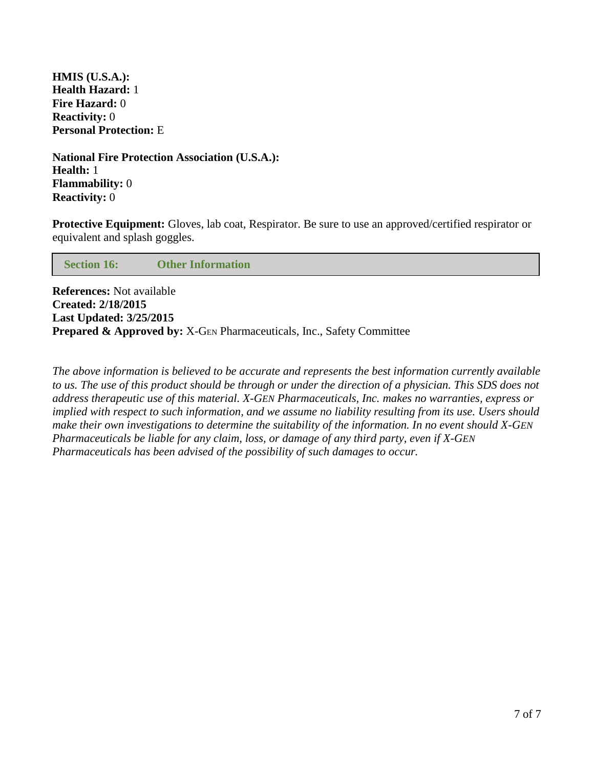**HMIS (U.S.A.):**
**Health Hazard:** 1
**Fire Hazard:** 0
**Reactivity:** 0
**Personal Protection:** E

**National Fire Protection Association (U.S.A.):**
**Health:** 1
**Flammability:** 0
**Reactivity:** 0

**Protective Equipment:** Gloves, lab coat, Respirator. Be sure to use an approved/certified respirator or equivalent and splash goggles.

## Section 16: Other Information

**References:** Not available
**Created: 2/18/2015**
**Last Updated: 3/25/2015**
**Prepared & Approved by:** X-GEN Pharmaceuticals, Inc., Safety Committee

*The above information is believed to be accurate and represents the best information currently available to us. The use of this product should be through or under the direction of a physician. This SDS does not address therapeutic use of this material. X-GEN Pharmaceuticals, Inc. makes no warranties, express or implied with respect to such information, and we assume no liability resulting from its use. Users should make their own investigations to determine the suitability of the information. In no event should X-GEN Pharmaceuticals be liable for any claim, loss, or damage of any third party, even if X-GEN Pharmaceuticals has been advised of the possibility of such damages to occur.*